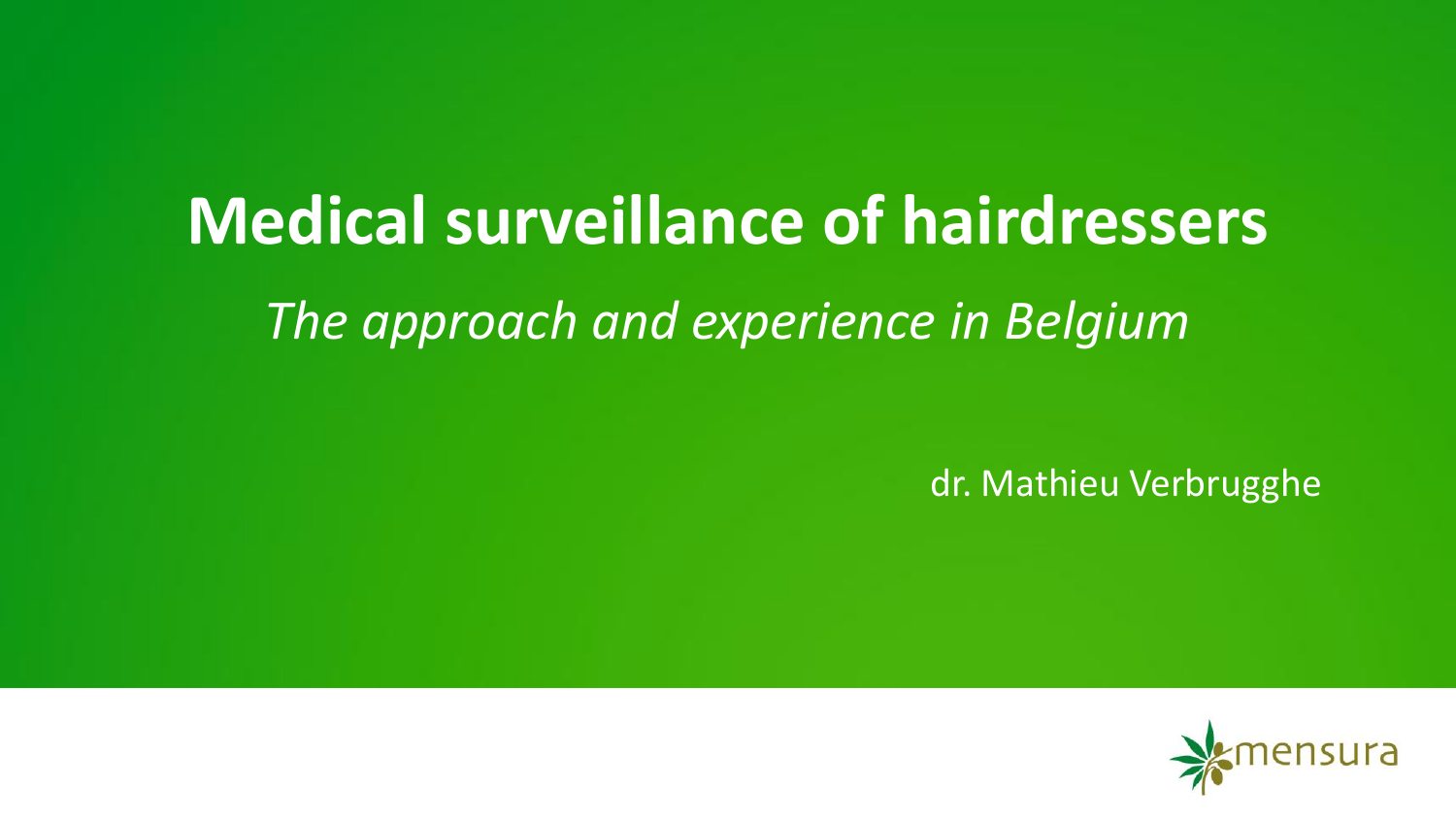# Medical surveillance of hairdressers

*The approach and experience in Belgium*

dr. Mathieu Verbrugghe

mensura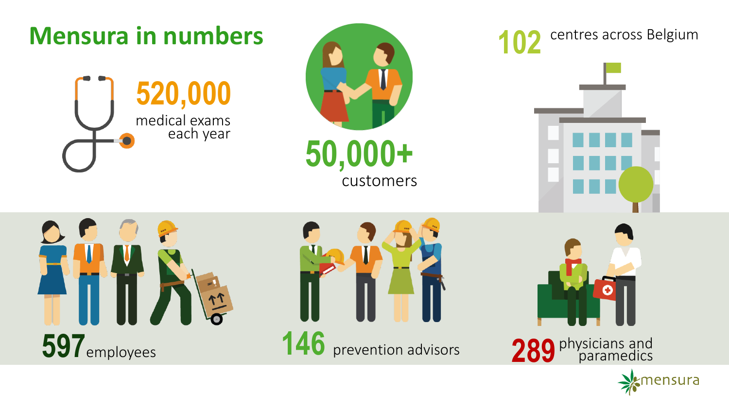# Mensura in numbers

**520,000** medical exams each year

**50,000+** customers

**102** centres across Belgium

**597** employees

**146** prevention advisors

**289** physicians and paramedics

mensura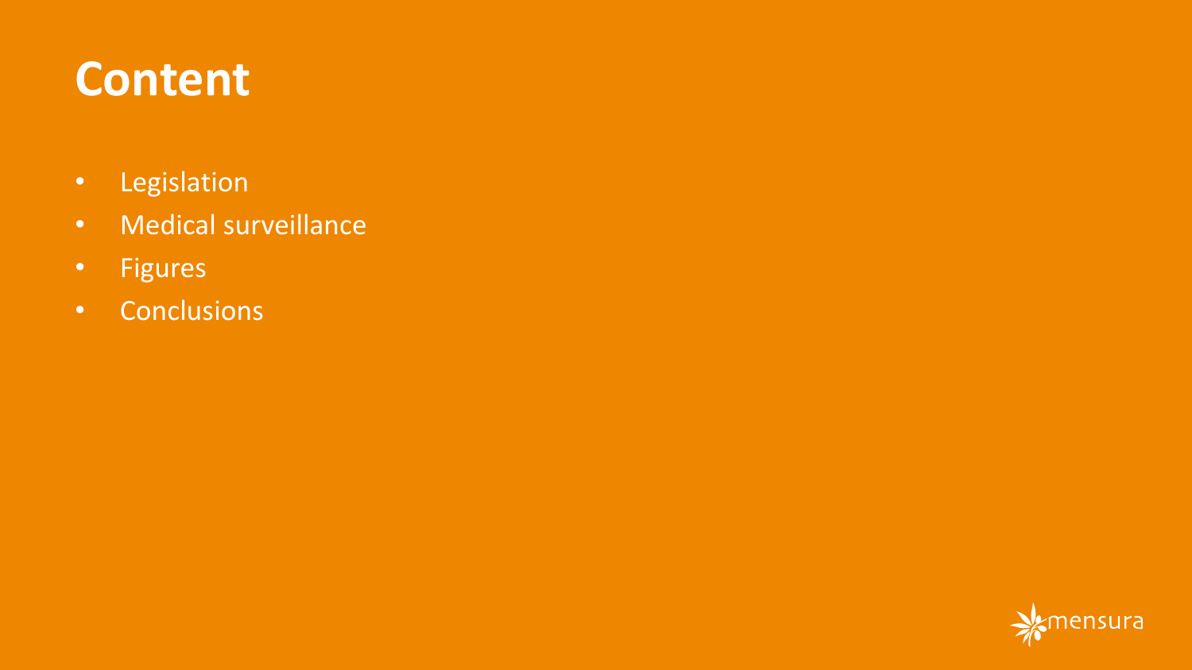# Content

- Legislation
- Medical surveillance
- Figures
- Conclusions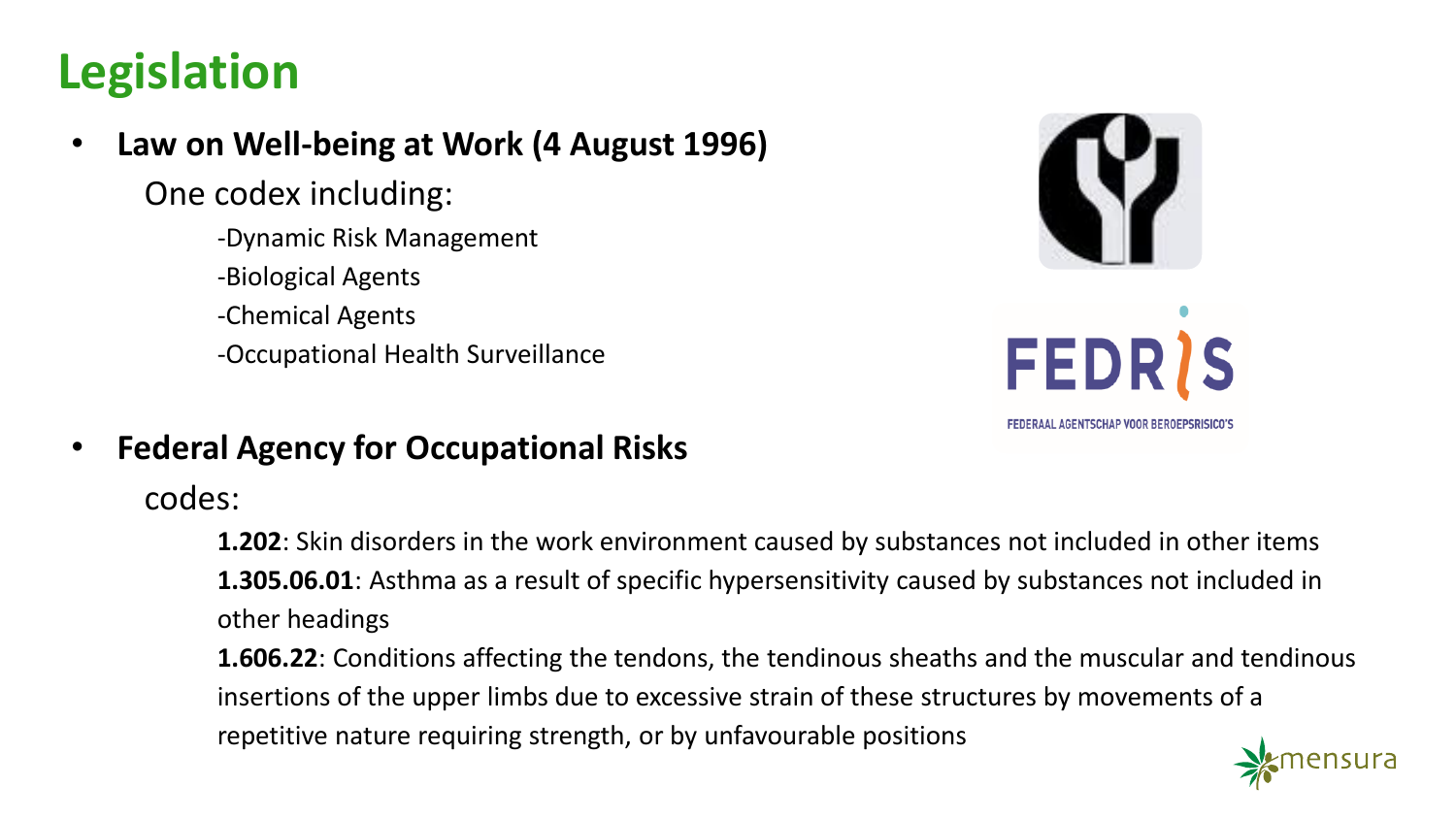# Legislation

- **Law on Well-being at Work (4 August 1996)**

  One codex including:

  - Dynamic Risk Management
  - Biological Agents
  - Chemical Agents
  - Occupational Health Surveillance

- **Federal Agency for Occupational Risks**

  codes:

  **1.202**: Skin disorders in the work environment caused by substances not included in other items

  **1.305.06.01**: Asthma as a result of specific hypersensitivity caused by substances not included in other headings

  **1.606.22**: Conditions affecting the tendons, the tendinous sheaths and the muscular and tendinous insertions of the upper limbs due to excessive strain of these structures by movements of a repetitive nature requiring strength, or by unfavourable positions

FEDRIS

FEDERAAL AGENTSCHAP VOOR BEROEPSRISICO'S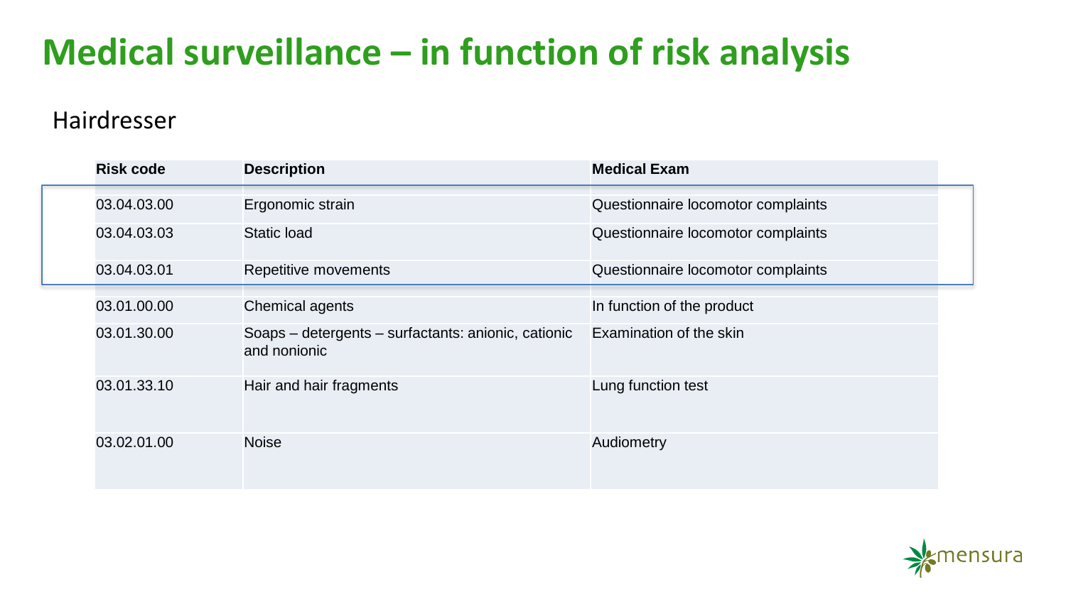# Medical surveillance – in function of risk analysis

## Hairdresser

| Risk code | Description | Medical Exam |
|---|---|---|
| 03.04.03.00 | Ergonomic strain | Questionnaire locomotor complaints |
| 03.04.03.03 | Static load | Questionnaire locomotor complaints |
| 03.04.03.01 | Repetitive movements | Questionnaire locomotor complaints |
| 03.01.00.00 | Chemical agents | In function of the product |
| 03.01.30.00 | Soaps – detergents – surfactants: anionic, cationic and nonionic | Examination of the skin |
| 03.01.33.10 | Hair and hair fragments | Lung function test |
| 03.02.01.00 | Noise | Audiometry |

mensura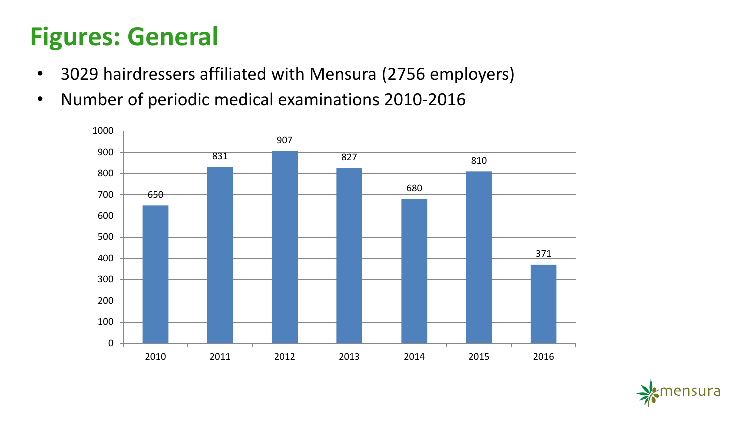# Figures: General

- 3029 hairdressers affiliated with Mensura (2756 employers)
- Number of periodic medical examinations 2010-2016

| Year | Number |
|---|---|
| 2010 | 650 |
| 2011 | 831 |
| 2012 | 907 |
| 2013 | 827 |
| 2014 | 680 |
| 2015 | 810 |
| 2016 | 371 |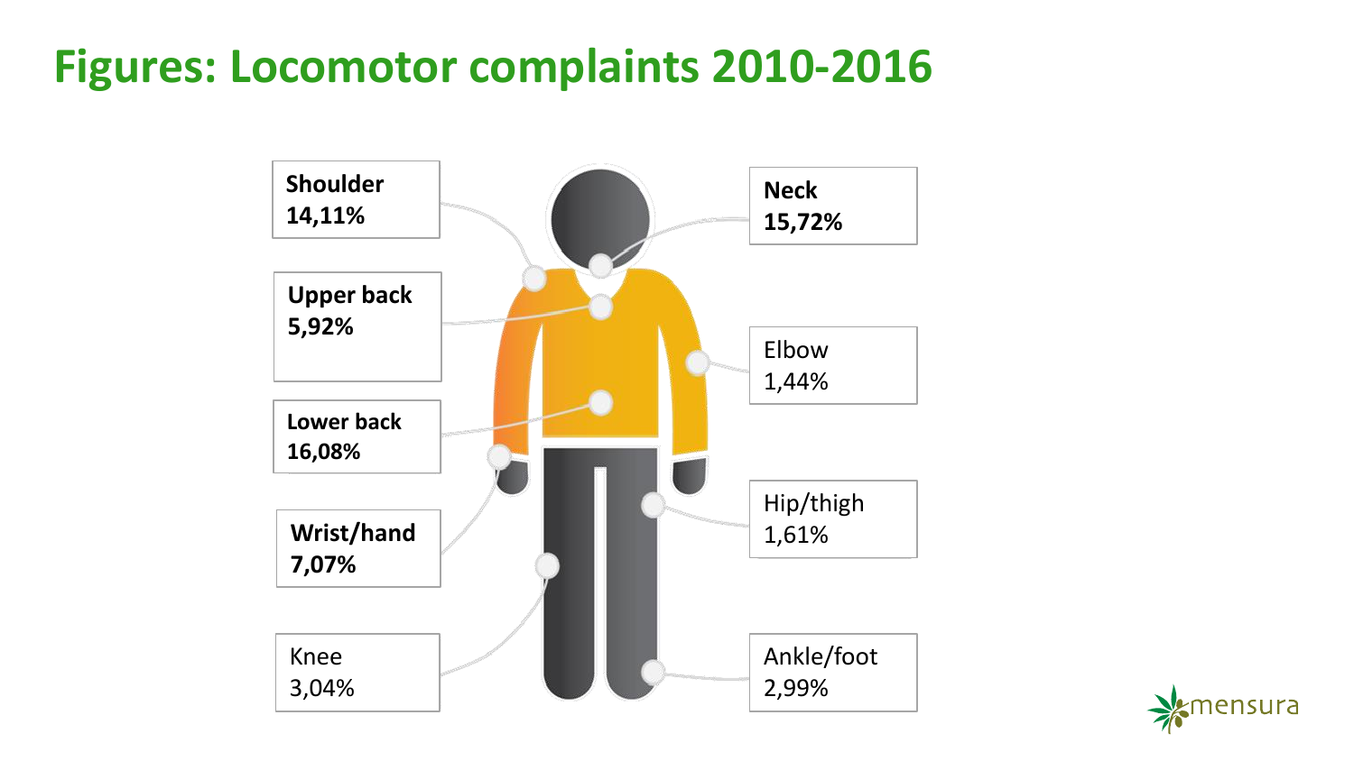# Figures: Locomotor complaints 2010-2016

**Shoulder**
**14,11%**

**Upper back**
**5,92%**

**Lower back**
**16,08%**

**Wrist/hand**
**7,07%**

Knee
3,04%

**Neck**
**15,72%**

Elbow
1,44%

Hip/thigh
1,61%

Ankle/foot
2,99%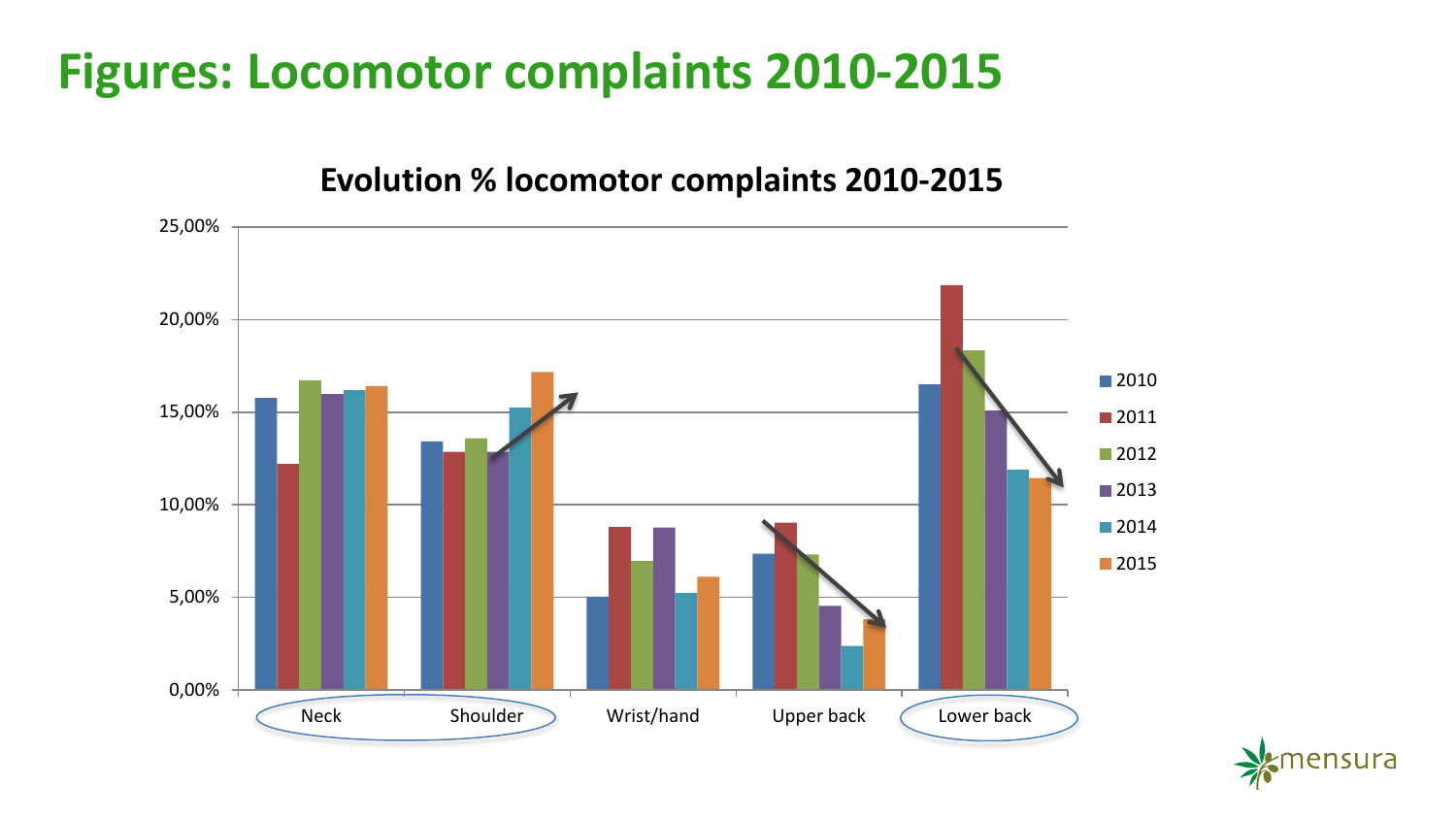# Figures: Locomotor complaints 2010-2015

**Evolution % locomotor complaints 2010-2015**

| | 2010 | 2011 | 2012 | 2013 | 2014 | 2015 |
|---|---|---|---|---|---|---|
| Neck | ~15,8% | ~12,2% | ~16,7% | ~16,0% | ~16,2% | ~16,4% |
| Shoulder | ~13,4% | ~12,9% | ~13,6% | ~12,8% | ~15,3% | ~17,2% |
| Wrist/hand | ~5,0% | ~8,8% | ~7,0% | ~8,8% | ~5,2% | ~6,1% |
| Upper back | ~7,4% | ~9,0% | ~7,3% | ~4,5% | ~2,4% | ~3,8% |
| Lower back | ~16,5% | ~21,9% | ~18,4% | ~15,1% | ~11,9% | ~11,5% |

Values are approximate readings from the bar chart, whose y-axis runs from 0,00% to 25,00%. In the chart, Neck, Shoulder and Lower back are circled. Arrows mark an upward trend for Shoulder (2013–2015) and a downward trend for Upper back (2011–2015) and Lower back (2011–2015).

mensura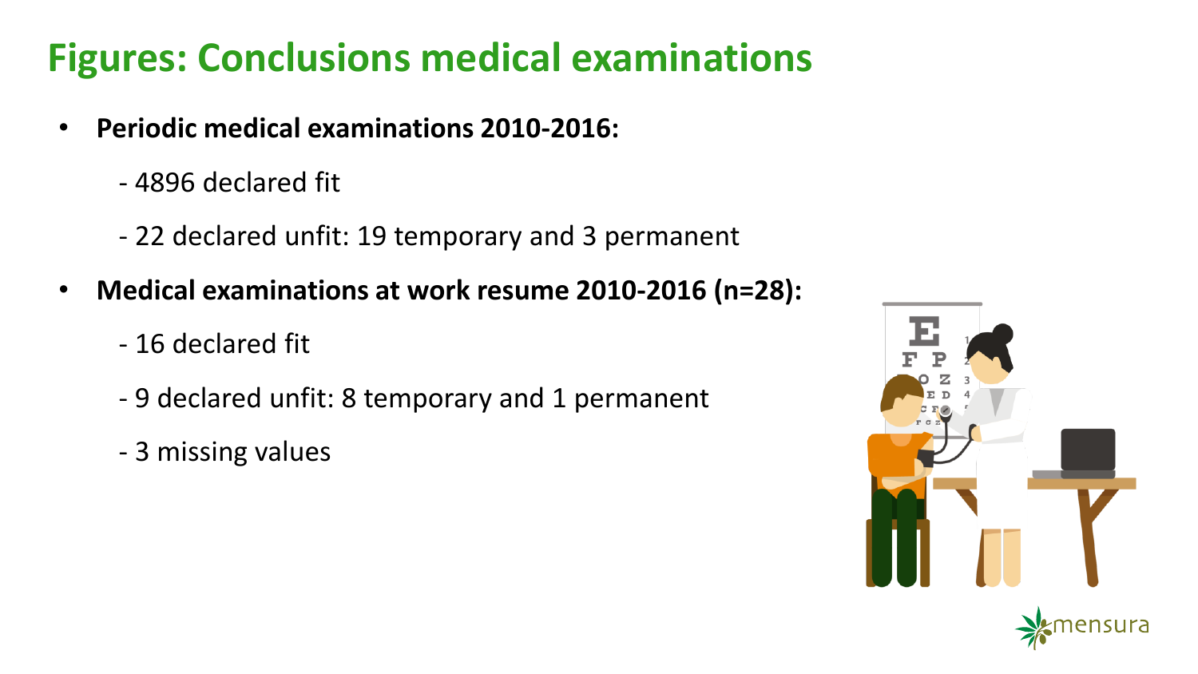# Figures: Conclusions medical examinations

- **Periodic medical examinations 2010-2016:**
  - 4896 declared fit
  - 22 declared unfit: 19 temporary and 3 permanent
- **Medical examinations at work resume 2010-2016 (n=28):**
  - 16 declared fit
  - 9 declared unfit: 8 temporary and 1 permanent
  - 3 missing values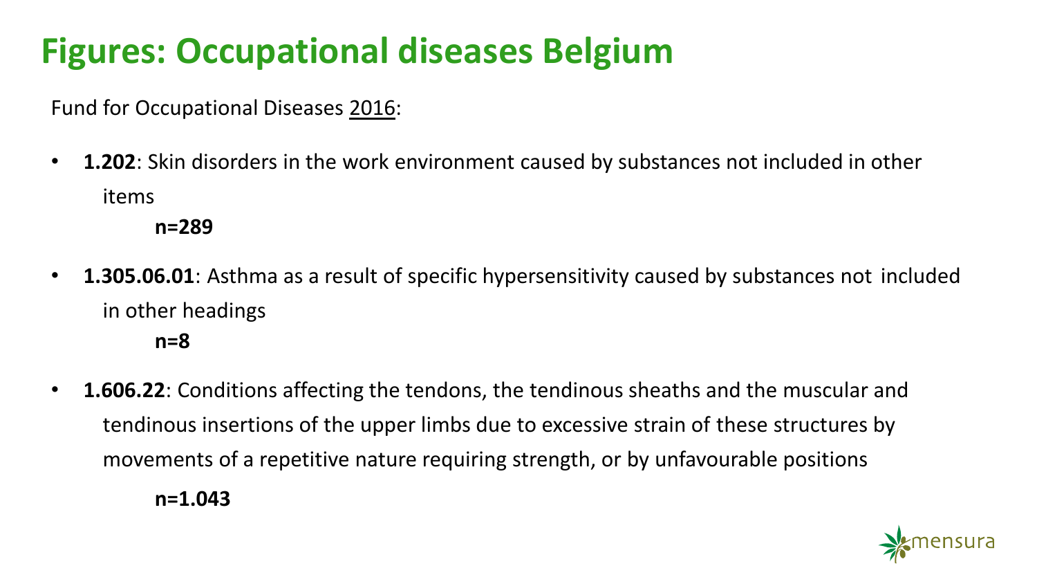# Figures: Occupational diseases Belgium

Fund for Occupational Diseases 2016:

- **1.202**: Skin disorders in the work environment caused by substances not included in other items

  **n=289**

- **1.305.06.01**: Asthma as a result of specific hypersensitivity caused by substances not included in other headings

  **n=8**

- **1.606.22**: Conditions affecting the tendons, the tendinous sheaths and the muscular and tendinous insertions of the upper limbs due to excessive strain of these structures by movements of a repetitive nature requiring strength, or by unfavourable positions

  **n=1.043**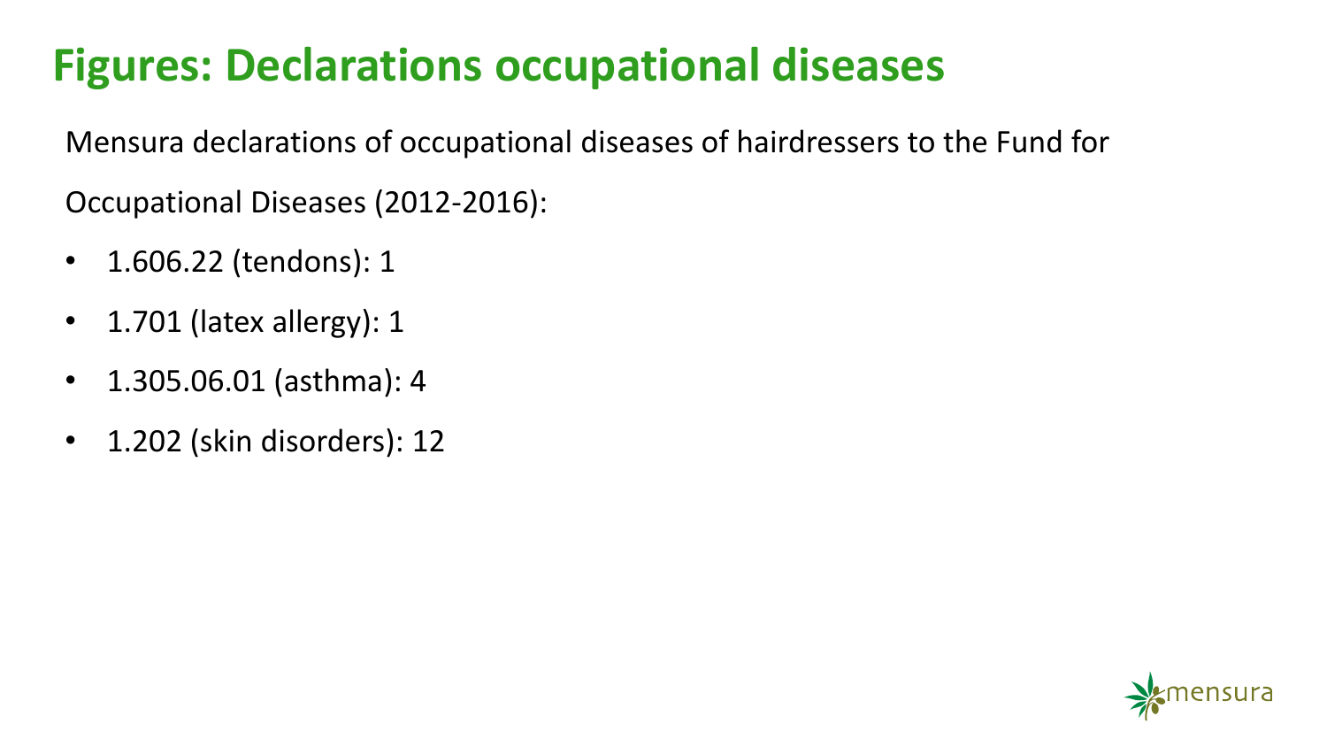# Figures: Declarations occupational diseases

Mensura declarations of occupational diseases of hairdressers to the Fund for Occupational Diseases (2012-2016):

- 1.606.22 (tendons): 1
- 1.701 (latex allergy): 1
- 1.305.06.01 (asthma): 4
- 1.202 (skin disorders): 12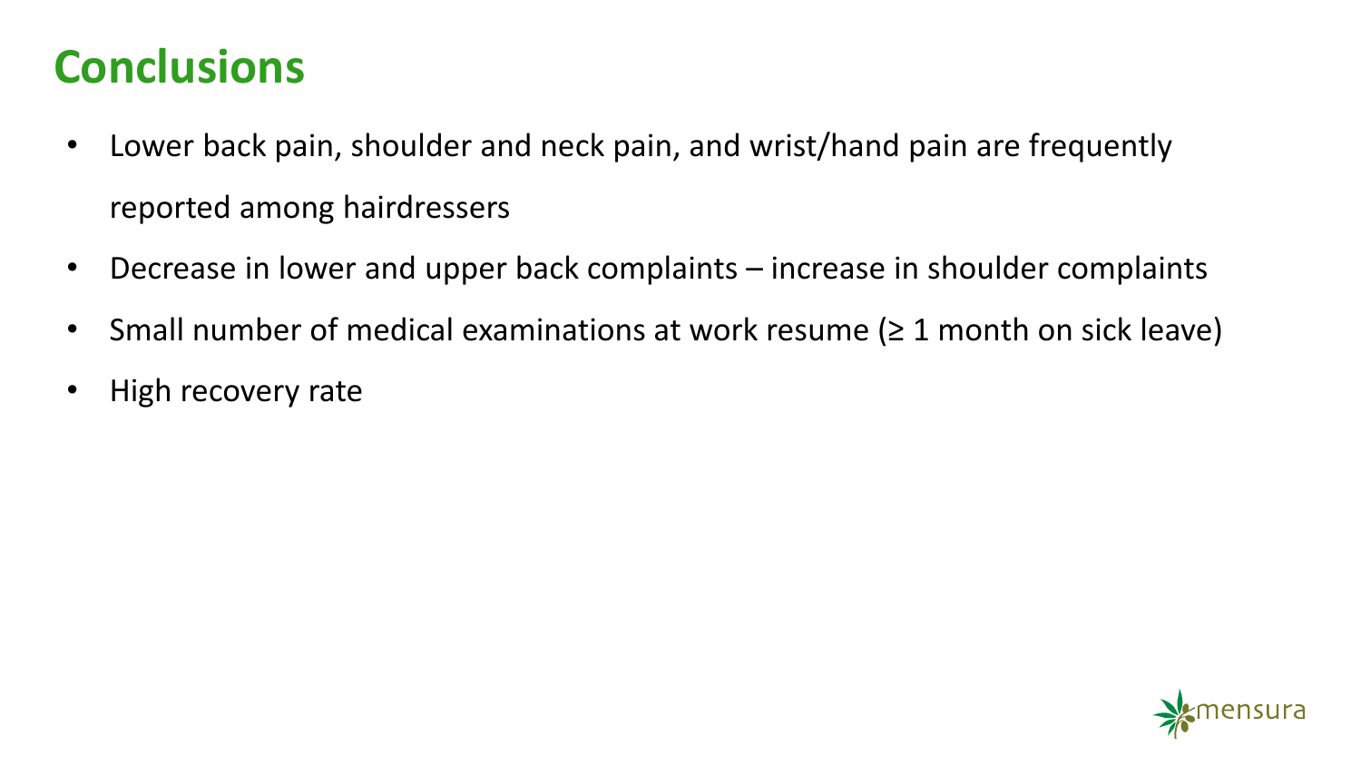# Conclusions

- Lower back pain, shoulder and neck pain, and wrist/hand pain are frequently reported among hairdressers
- Decrease in lower and upper back complaints – increase in shoulder complaints
- Small number of medical examinations at work resume (≥ 1 month on sick leave)
- High recovery rate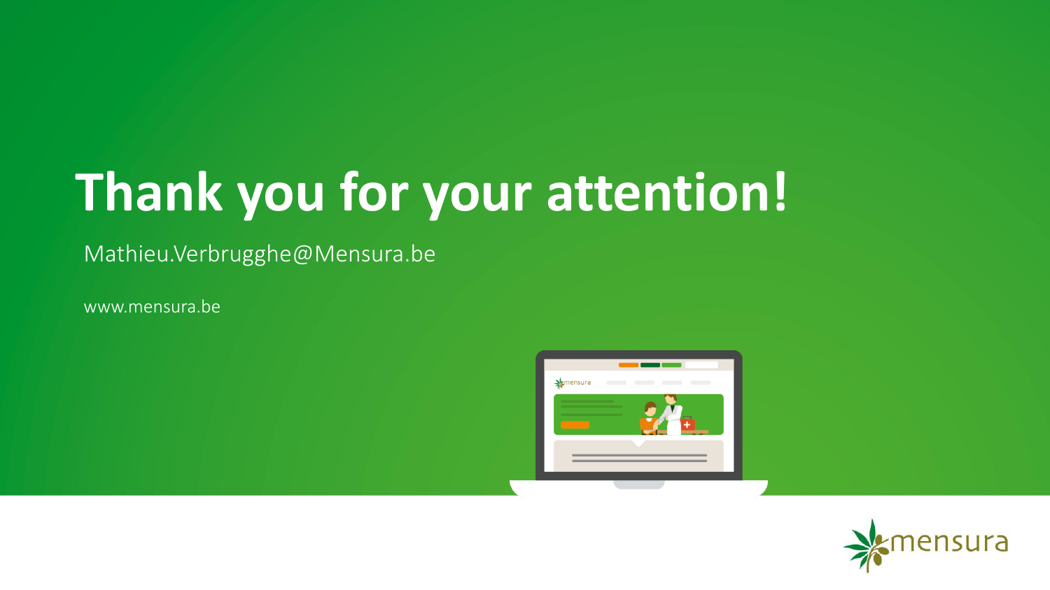# Thank you for your attention!

Mathieu.Verbrugghe@Mensura.be

www.mensura.be